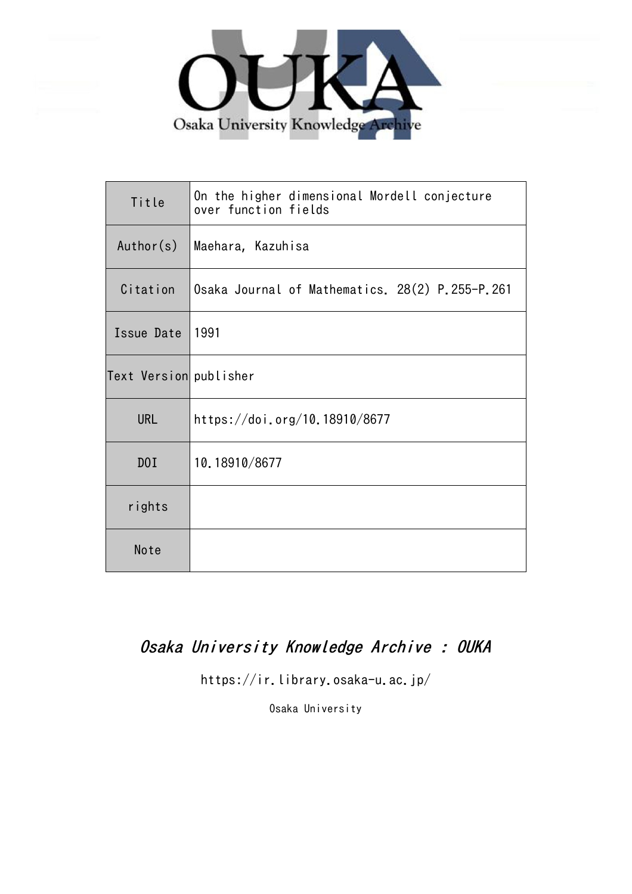Osaka University Knowledge Archive

| Title | On the higher dimensional Mordell conjecture over function fields |
| --- | --- |
| Author(s) | Maehara, Kazuhisa |
| Citation | Osaka Journal of Mathematics. 28(2) P.255-P.261 |
| Issue Date | 1991 |
| Text Version | publisher |
| URL | https://doi.org/10.18910/8677 |
| DOI | 10.18910/8677 |
| rights | |
| Note | |

*Osaka University Knowledge Archive : OUKA*

https://ir.library.osaka-u.ac.jp/

Osaka University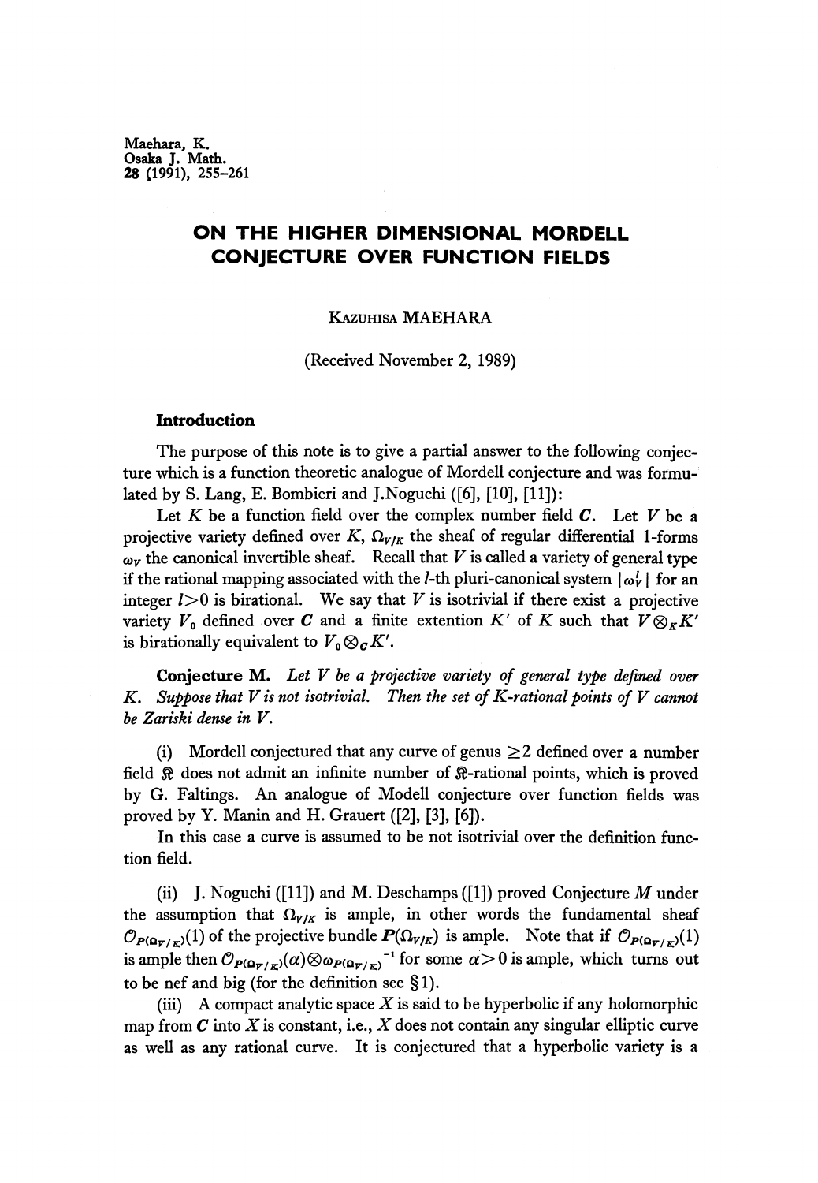Maehara, K.
Osaka J. Math.
28 (1991), 255-261

# ON THE HIGHER DIMENSIONAL MORDELL CONJECTURE OVER FUNCTION FIELDS

KAZUHISA MAEHARA

(Received November 2, 1989)

## Introduction

The purpose of this note is to give a partial answer to the following conjecture which is a function theoretic analogue of Mordell conjecture and was formulated by S. Lang, E. Bombieri and J.Noguchi ([6], [10], [11]):

Let $K$ be a function field over the complex number field $\boldsymbol{C}$. Let $V$ be a projective variety defined over $K$, $\Omega_{V/K}$ the sheaf of regular differential 1-forms $\omega_V$ the canonical invertible sheaf. Recall that $V$ is called a variety of general type if the rational mapping associated with the $l$-th pluri-canonical system $|\omega_V^l|$ for an integer $l>0$ is birational. We say that $V$ is isotrivial if there exist a projective variety $V_0$ defined over $\boldsymbol{C}$ and a finite extention $K'$ of $K$ such that $V\otimes_K K'$ is birationally equivalent to $V_0\otimes_{\boldsymbol{C}} K'$.

**Conjecture M.** *Let $V$ be a projective variety of general type defined over $K$. Suppose that $V$ is not isotrivial. Then the set of $K$-rational points of $V$ cannot be Zariski dense in $V$.*

(i) Mordell conjectured that any curve of genus $\geq 2$ defined over a number field $\mathfrak{K}$ does not admit an infinite number of $\mathfrak{K}$-rational points, which is proved by G. Faltings. An analogue of Modell conjecture over function fields was proved by Y. Manin and H. Grauert ([2], [3], [6]).

In this case a curve is assumed to be not isotrivial over the definition function field.

(ii) J. Noguchi ([11]) and M. Deschamps ([1]) proved Conjecture $M$ under the assumption that $\Omega_{V/K}$ is ample, in other words the fundamental sheaf $\mathcal{O}_{P(\Omega_{V/K})}(1)$ of the projective bundle $\boldsymbol{P}(\Omega_{V/K})$ is ample. Note that if $\mathcal{O}_{P(\Omega_{V/K})}(1)$ is ample then $\mathcal{O}_{P(\Omega_{V/K})}(\alpha)\otimes\omega_{P(\Omega_{V/K})}{}^{-1}$ for some $\alpha>0$ is ample, which turns out to be nef and big (for the definition see §1).

(iii) A compact analytic space $X$ is said to be hyperbolic if any holomorphic map from $\boldsymbol{C}$ into $X$ is constant, i.e., $X$ does not contain any singular elliptic curve as well as any rational curve. It is conjectured that a hyperbolic variety is a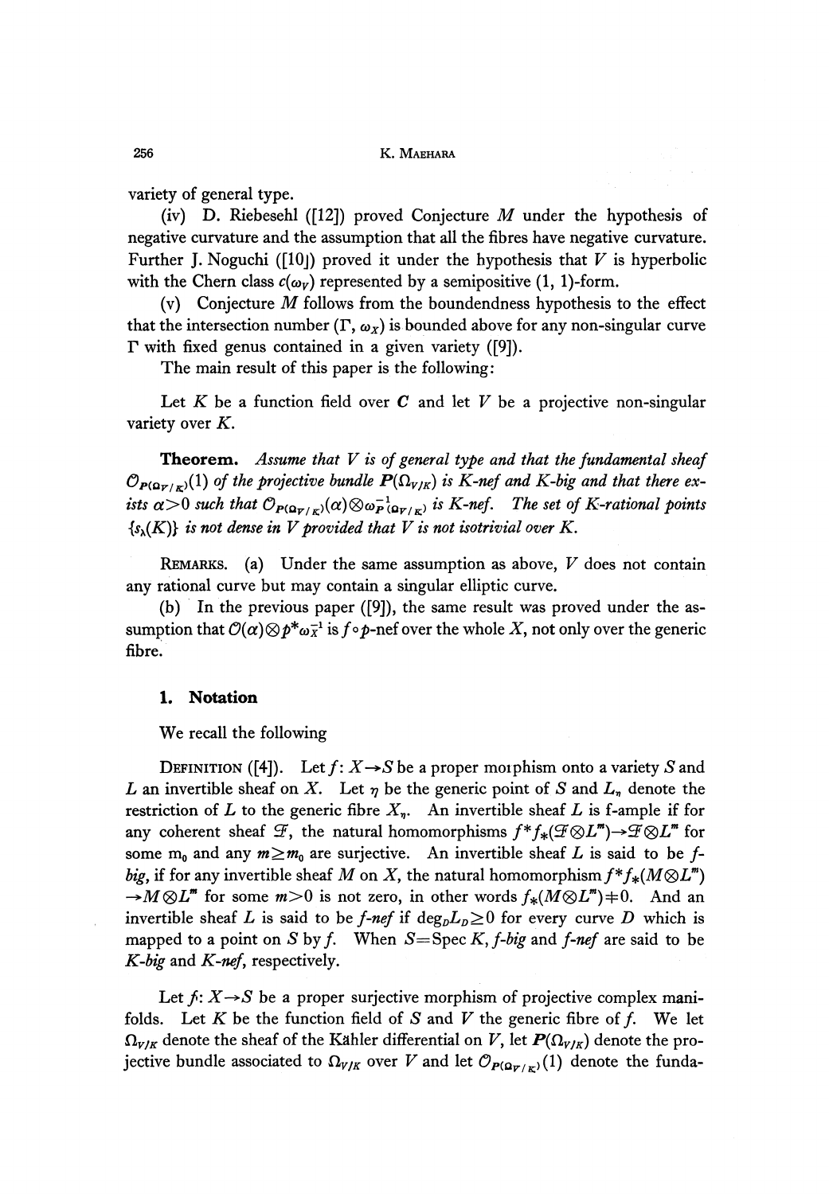variety of general type.

(iv) D. Riebesehl ([12]) proved Conjecture $M$ under the hypothesis of negative curvature and the assumption that all the fibres have negative curvature. Further J. Noguchi ([10]) proved it under the hypothesis that $V$ is hyperbolic with the Chern class $c(\omega_V)$ represented by a semipositive (1, 1)-form.

(v) Conjecture $M$ follows from the boundendness hypothesis to the effect that the intersection number $(\Gamma, \omega_X)$ is bounded above for any non-singular curve $\Gamma$ with fixed genus contained in a given variety ([9]).

The main result of this paper is the following:

Let $K$ be a function field over $\boldsymbol{C}$ and let $V$ be a projective non-singular variety over $K$.

**Theorem.** *Assume that $V$ is of general type and that the fundamental sheaf $\mathcal{O}_{P(\Omega_{V/K})}(1)$ of the projective bundle $\boldsymbol{P}(\Omega_{V/K})$ is $K$-nef and $K$-big and that there exists $\alpha>0$ such that $\mathcal{O}_{P(\Omega_{V/K})}(\alpha)\otimes\omega^{-1}_{P(\Omega_{V/K})}$ is $K$-nef. The set of $K$-rational points $\{s_\lambda(K)\}$ is not dense in $V$ provided that $V$ is not isotrivial over $K$.*

REMARKS. (a) Under the same assumption as above, $V$ does not contain any rational curve but may contain a singular elliptic curve.

(b) In the previous paper ([9]), the same result was proved under the assumption that $\mathcal{O}(\alpha)\otimes p^*\omega_X^{-1}$ is $f\circ p$-nef over the whole $X$, not only over the generic fibre.

## 1. Notation

We recall the following

DEFINITION ([4]). Let $f: X\to S$ be a proper morphism onto a variety $S$ and $L$ an invertible sheaf on $X$. Let $\eta$ be the generic point of $S$ and $L_\eta$ denote the restriction of $L$ to the generic fibre $X_\eta$. An invertible sheaf $L$ is f-ample if for any coherent sheaf $\mathcal{F}$, the natural homomorphisms $f^*f_*(\mathcal{F}\otimes L^m)\to\mathcal{F}\otimes L^m$ for some $m_0$ and any $m\geq m_0$ are surjective. An invertible sheaf $L$ is said to be *f-big*, if for any invertible sheaf $M$ on $X$, the natural homomorphism $f^*f_*(M\otimes L^m)\to M\otimes L^m$ for some $m>0$ is not zero, in other words $f_*(M\otimes L^m)\neq 0$. And an invertible sheaf $L$ is said to be *f-nef* if $\deg_D L_D\geq 0$ for every curve $D$ which is mapped to a point on $S$ by $f$. When $S=\operatorname{Spec} K$, *f-big* and *f-nef* are said to be *K-big* and *K-nef*, respectively.

Let $f: X\to S$ be a proper surjective morphism of projective complex manifolds. Let $K$ be the function field of $S$ and $V$ the generic fibre of $f$. We let $\Omega_{V/K}$ denote the sheaf of the Kähler differential on $V$, let $\boldsymbol{P}(\Omega_{V/K})$ denote the projective bundle associated to $\Omega_{V/K}$ over $V$ and let $\mathcal{O}_{P(\Omega_{V/K})}(1)$ denote the funda-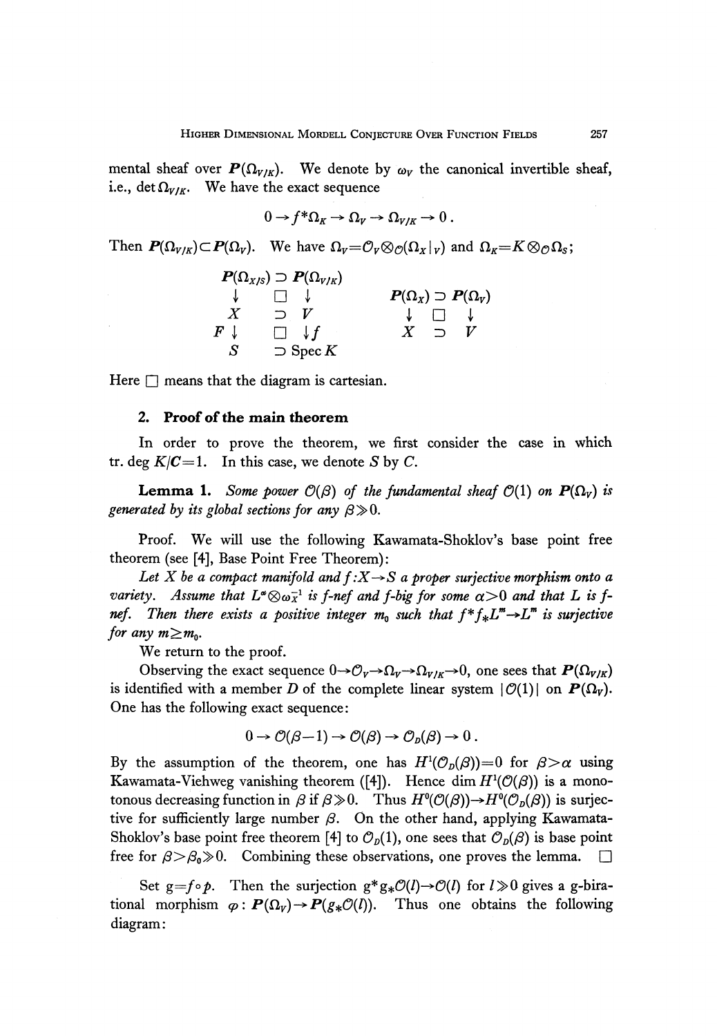mental sheaf over $\boldsymbol{P}(\Omega_{V/K})$. We denote by $\omega_V$ the canonical invertible sheaf, i.e., $\det \Omega_{V/K}$. We have the exact sequence

$$0 \to f^*\Omega_K \to \Omega_V \to \Omega_{V/K} \to 0 .$$

Then $\boldsymbol{P}(\Omega_{V/K}) \subset \boldsymbol{P}(\Omega_V)$. We have $\Omega_V = \mathcal{O}_V \otimes_{\mathcal{O}} (\Omega_X|_V)$ and $\Omega_K = K \otimes_{\mathcal{O}} \Omega_S$;

$$\begin{array}{ccc} \boldsymbol{P}(\Omega_{X/S}) & \supset & \boldsymbol{P}(\Omega_{V/K}) \\ \downarrow & \square & \downarrow \\ X & \supset & V \\ F\downarrow & \square & \downarrow f \\ S & \supset & \operatorname{Spec} K \end{array} \qquad \begin{array}{ccc} \boldsymbol{P}(\Omega_X) & \supset & \boldsymbol{P}(\Omega_V) \\ \downarrow & \square & \downarrow \\ X & \supset & V \end{array}$$

Here $\square$ means that the diagram is cartesian.

## 2. Proof of the main theorem

In order to prove the theorem, we first consider the case in which $\operatorname{tr.deg} K/\boldsymbol{C} = 1$. In this case, we denote $S$ by $C$.

**Lemma 1.** *Some power $\mathcal{O}(\beta)$ of the fundamental sheaf $\mathcal{O}(1)$ on $\boldsymbol{P}(\Omega_V)$ is generated by its global sections for any $\beta \gg 0$.*

Proof. We will use the following Kawamata-Shoklov's base point free theorem (see [4], Base Point Free Theorem):

*Let $X$ be a compact manifold and $f: X \to S$ a proper surjective morphism onto a variety. Assume that $L^{\alpha} \otimes \omega_X^{-1}$ is $f$-nef and $f$-big for some $\alpha > 0$ and that $L$ is $f$-nef. Then there exists a positive integer $m_0$ such that $f^*f_*L^m \to L^m$ is surjective for any $m \geq m_0$.*

We return to the proof.

Observing the exact sequence $0 \to \mathcal{O}_V \to \Omega_V \to \Omega_{V/K} \to 0$, one sees that $\boldsymbol{P}(\Omega_{V/K})$ is identified with a member $D$ of the complete linear system $|\mathcal{O}(1)|$ on $\boldsymbol{P}(\Omega_V)$. One has the following exact sequence:

$$0 \to \mathcal{O}(\beta - 1) \to \mathcal{O}(\beta) \to \mathcal{O}_D(\beta) \to 0 .$$

By the assumption of the theorem, one has $H^1(\mathcal{O}_D(\beta)) = 0$ for $\beta > \alpha$ using Kawamata-Viehweg vanishing theorem ([4]). Hence $\dim H^1(\mathcal{O}(\beta))$ is a monotonous decreasing function in $\beta$ if $\beta \gg 0$. Thus $H^0(\mathcal{O}(\beta)) \to H^0(\mathcal{O}_D(\beta))$ is surjective for sufficiently large number $\beta$. On the other hand, applying Kawamata-Shoklov's base point free theorem [4] to $\mathcal{O}_D(1)$, one sees that $\mathcal{O}_D(\beta)$ is base point free for $\beta > \beta_0 \gg 0$. Combining these observations, one proves the lemma. $\square$

Set $g = f \circ p$. Then the surjection $g^*g_*\mathcal{O}(l) \to \mathcal{O}(l)$ for $l \gg 0$ gives a g-birational morphism $\varphi: \boldsymbol{P}(\Omega_V) \to \boldsymbol{P}(g_*\mathcal{O}(l))$. Thus one obtains the following diagram: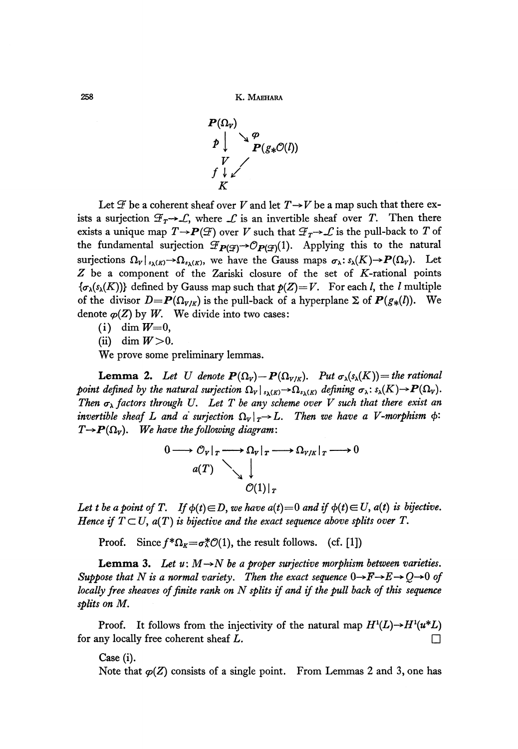$$
\begin{array}{ccc}
\boldsymbol{P}(\Omega_V) & & \\
p \downarrow & \searrow \varphi & \\
& & \boldsymbol{P}(g_*\mathcal{O}(l)) \\
V & \swarrow & \\
f \downarrow & & \\
K & &
\end{array}
$$

Let $\mathcal{F}$ be a coherent sheaf over $V$ and let $T \to V$ be a map such that there exists a surjection $\mathcal{F}_T \to \mathcal{L}$, where $\mathcal{L}$ is an invertible sheaf over $T$. Then there exists a unique map $T \to \boldsymbol{P}(\mathcal{F})$ over $V$ such that $\mathcal{F}_T \to \mathcal{L}$ is the pull-back to $T$ of the fundamental surjection $\mathcal{F}_{\boldsymbol{P}(\mathcal{F})} \to \mathcal{O}_{\boldsymbol{P}(\mathcal{F})}(1)$. Applying this to the natural surjections $\Omega_V|_{s_\lambda(K)} \to \Omega_{s_\lambda(K)}$, we have the Gauss maps $\sigma_\lambda \colon s_\lambda(K) \to \boldsymbol{P}(\Omega_V)$. Let $Z$ be a component of the Zariski closure of the set of $K$-rational points $\{\sigma_\lambda(s_\lambda(K))\}$ defined by Gauss map such that $p(Z) = V$. For each $l$, the $l$ multiple of the divisor $D = \boldsymbol{P}(\Omega_{V/K})$ is the pull-back of a hyperplane $\Sigma$ of $\boldsymbol{P}(g_*(l))$. We denote $\varphi(Z)$ by $W$. We divide into two cases:

(i) $\dim W = 0$,

(ii) $\dim W > 0$.

We prove some preliminary lemmas.

**Lemma 2.** *Let $U$ denote $\boldsymbol{P}(\Omega_V) - \boldsymbol{P}(\Omega_{V/K})$. Put $\sigma_\lambda(s_\lambda(K))$ = the rational point defined by the natural surjection $\Omega_V|_{s_\lambda(K)} \to \Omega_{s_\lambda(K)}$ defining $\sigma_\lambda \colon s_\lambda(K) \to \boldsymbol{P}(\Omega_V)$. Then $\sigma_\lambda$ factors through $U$. Let $T$ be any scheme over $V$ such that there exist an invertible sheaf $L$ and a surjection $\Omega_V|_T \to L$. Then we have a $V$-morphism $\phi$: $T \to \boldsymbol{P}(\Omega_V)$. We have the following diagram:*

$$
\begin{array}{ccccccccc}
0 & \longrightarrow & \mathcal{O}_V|_T & \longrightarrow & \Omega_V|_T & \longrightarrow & \Omega_{V/K}|_T & \longrightarrow & 0 \\
& & a(T) & \searrow & \downarrow & & & & \\
& & & & \mathcal{O}(1)|_T & & & &
\end{array}
$$

*Let $t$ be a point of $T$. If $\phi(t) \in D$, we have $a(t) = 0$ and if $\phi(t) \in U$, $a(t)$ is bijective. Hence if $T \subset U$, $a(T)$ is bijective and the exact sequence above splits over $T$.*

Proof. Since $f^*\Omega_K = \sigma_\lambda^* \mathcal{O}(1)$, the result follows. (cf. [1])

**Lemma 3.** *Let $u \colon M \to N$ be a proper surjective morphism between varieties. Suppose that $N$ is a normal variety. Then the exact sequence $0 \to F \to E \to Q \to 0$ of locally free sheaves of finite rank on $N$ splits if and only if the pull back of this sequence splits on $M$.*

Proof. It follows from the injectivity of the natural map $H^1(L) \to H^1(u^*L)$ for any locally free coherent sheaf $L$. □

Case (i).

Note that $\varphi(Z)$ consists of a single point. From Lemmas 2 and 3, one has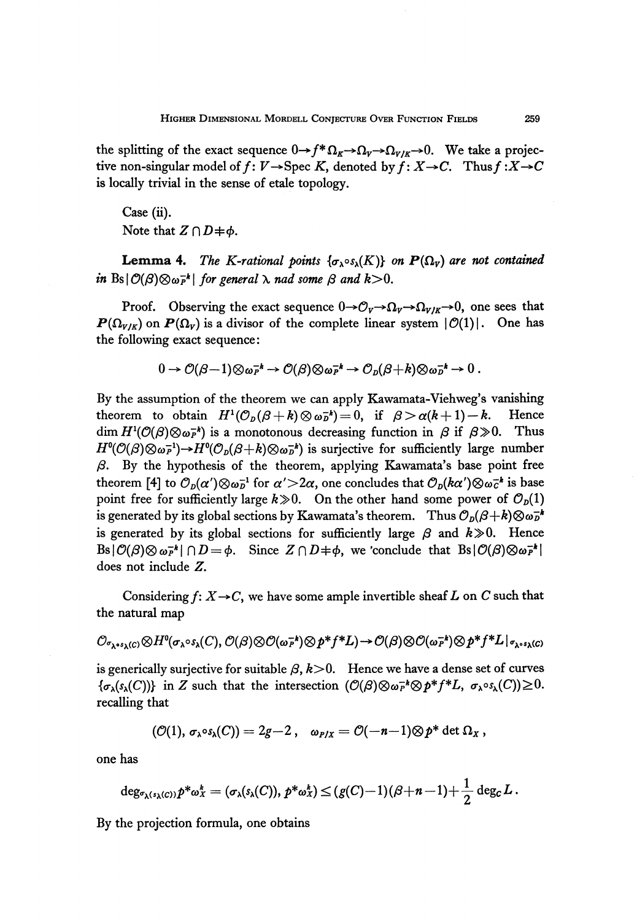the splitting of the exact sequence $0 \to f^*\Omega_K \to \Omega_V \to \Omega_{V/K} \to 0$. We take a projective non-singular model of $f: V \to \operatorname{Spec} K$, denoted by $f: X \to C$. Thus $f: X \to C$ is locally trivial in the sense of etale topology.

Case (ii).

Note that $Z \cap D \neq \phi$.

**Lemma 4.** *The K-rational points $\{\sigma_\lambda \circ s_\lambda(K)\}$ on $\boldsymbol{P}(\Omega_V)$ are not contained in* $\operatorname{Bs}|\mathcal{O}(\beta) \otimes \omega_P^{-k}|$ *for general* $\lambda$ *nad some* $\beta$ *and* $k > 0$.

Proof. Observing the exact sequence $0 \to \mathcal{O}_V \to \Omega_V \to \Omega_{V/K} \to 0$, one sees that $\boldsymbol{P}(\Omega_{V/K})$ on $\boldsymbol{P}(\Omega_V)$ is a divisor of the complete linear system $|\mathcal{O}(1)|$. One has the following exact sequence:

$$0 \to \mathcal{O}(\beta-1) \otimes \omega_P^{-k} \to \mathcal{O}(\beta) \otimes \omega_P^{-k} \to \mathcal{O}_D(\beta+k) \otimes \omega_D^{-k} \to 0 .$$

By the assumption of the theorem we can apply Kawamata-Viehweg's vanishing theorem to obtain $H^1(\mathcal{O}_D(\beta+k) \otimes \omega_D^{-k}) = 0$, if $\beta > \alpha(k+1) - k$. Hence $\dim H^1(\mathcal{O}(\beta) \otimes \omega_P^{-k})$ is a monotonous decreasing function in $\beta$ if $\beta \gg 0$. Thus $H^0(\mathcal{O}(\beta) \otimes \omega_P^{-1}) \to H^0(\mathcal{O}_D(\beta+k) \otimes \omega_D^{-k})$ is surjective for sufficiently large number $\beta$. By the hypothesis of the theorem, applying Kawamata's base point free theorem [4] to $\mathcal{O}_D(\alpha') \otimes \omega_D^{-1}$ for $\alpha' > 2\alpha$, one concludes that $\mathcal{O}_D(k\alpha') \otimes \omega_C^{-k}$ is base point free for sufficiently large $k \gg 0$. On the other hand some power of $\mathcal{O}_D(1)$ is generated by its global sections by Kawamata's theorem. Thus $\mathcal{O}_D(\beta+k) \otimes \omega_D^{-k}$ is generated by its global sections for sufficiently large $\beta$ and $k \gg 0$. Hence $\operatorname{Bs}|\mathcal{O}(\beta) \otimes \omega_P^{-k}| \cap D = \phi$. Since $Z \cap D \neq \phi$, we 'conclude that $\operatorname{Bs}|\mathcal{O}(\beta) \otimes \omega_P^{-k}|$ does not include $Z$.

Considering $f: X \to C$, we have some ample invertible sheaf $L$ on $C$ such that the natural map

$$\mathcal{O}_{\sigma_\lambda \circ s_\lambda(C)} \otimes H^0(\sigma_\lambda \circ s_\lambda(C), \mathcal{O}(\beta) \otimes \mathcal{O}(\omega_P^{-k}) \otimes p^* f^* L) \to \mathcal{O}(\beta) \otimes \mathcal{O}(\omega_P^{-k}) \otimes p^* f^* L|_{\sigma_\lambda \circ s_\lambda(C)}$$

is generically surjective for suitable $\beta$, $k > 0$. Hence we have a dense set of curves $\{\sigma_\lambda(s_\lambda(C))\}$ in $Z$ such that the intersection $(\mathcal{O}(\beta) \otimes \omega_P^{-k} \otimes p^* f^* L, \sigma_\lambda \circ s_\lambda(C)) \geq 0$. recalling that

$$(\mathcal{O}(1), \sigma_\lambda \circ s_\lambda(C)) = 2g-2 , \quad \omega_{P/X} = \mathcal{O}(-n-1) \otimes p^* \det \Omega_X ,$$

one has

$$\deg_{\sigma_\lambda(s_\lambda(C))} p^* \omega_X^k = (\sigma_\lambda(s_\lambda(C)), p^* \omega_X^k) \leq (g(C)-1)(\beta+n-1) + \frac{1}{2} \deg_C L .$$

By the projection formula, one obtains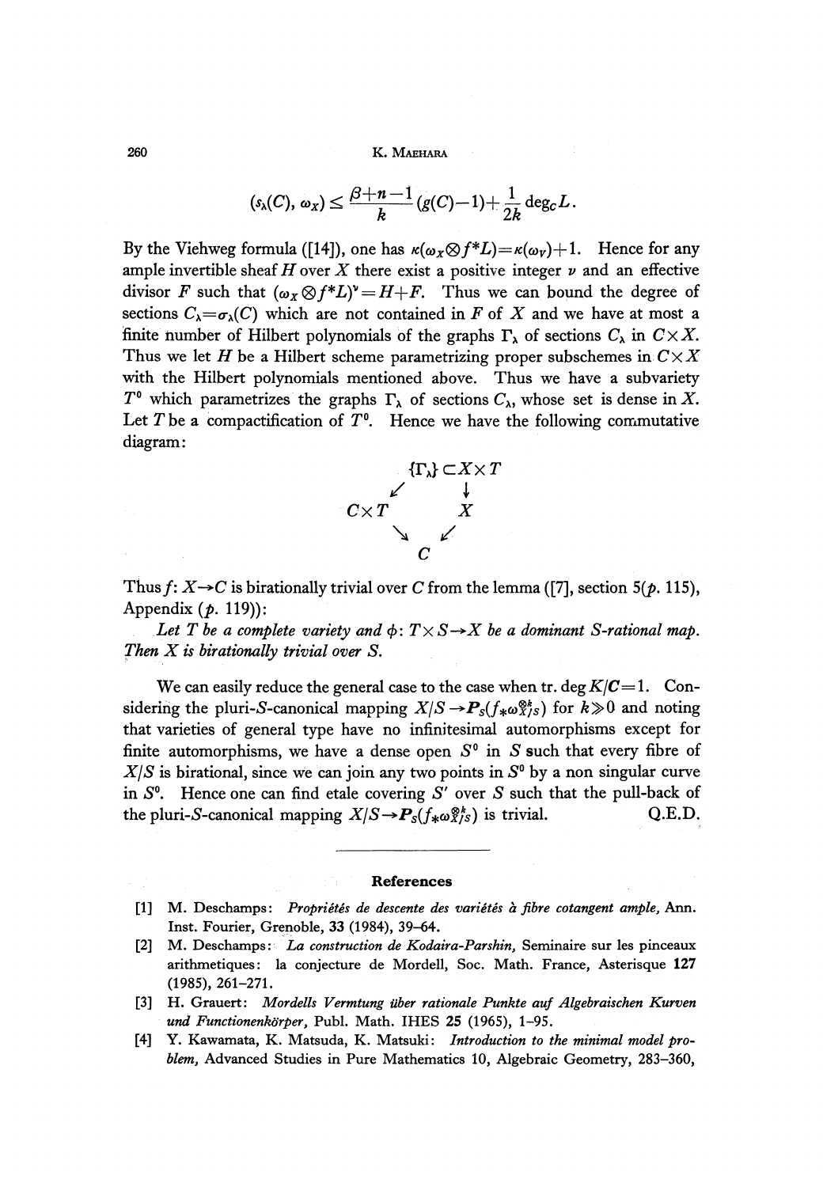$$(s_\lambda(C), \omega_X) \leq \frac{\beta+n-1}{k}(g(C)-1)+\frac{1}{2k}\deg_C L.$$

By the Viehweg formula ([14]), one has $\kappa(\omega_X \otimes f^*L)=\kappa(\omega_V)+1$. Hence for any ample invertible sheaf $H$ over $X$ there exist a positive integer $\nu$ and an effective divisor $F$ such that $(\omega_X \otimes f^*L)^\nu = H+F$. Thus we can bound the degree of sections $C_\lambda=\sigma_\lambda(C)$ which are not contained in $F$ of $X$ and we have at most a finite number of Hilbert polynomials of the graphs $\Gamma_\lambda$ of sections $C_\lambda$ in $C\times X$. Thus we let $H$ be a Hilbert scheme parametrizing proper subschemes in $C\times X$ with the Hilbert polynomials mentioned above. Thus we have a subvariety $T^0$ which parametrizes the graphs $\Gamma_\lambda$ of sections $C_\lambda$, whose set is dense in $X$. Let $T$ be a compactification of $T^0$. Hence we have the following commutative diagram:

$$\begin{array}{ccc} & \{\Gamma_\lambda\}\subset X\times T & \\ \swarrow & & \downarrow \\ C\times T & & X \\ & \searrow \quad \swarrow & \\ & C & \end{array}$$

Thus $f: X\to C$ is birationally trivial over $C$ from the lemma ([7], section 5(*p.* 115), Appendix (*p.* 119)):

*Let $T$ be a complete variety and $\phi: T\times S \to X$ be a dominant $S$-rational map. Then $X$ is birationally trivial over $S$.*

We can easily reduce the general case to the case when tr. $\deg K/\boldsymbol{C}=1$. Considering the pluri-$S$-canonical mapping $X/S \to \boldsymbol{P}_S(f_*\omega_{X/S}^{\otimes k})$ for $k\gg 0$ and noting that varieties of general type have no infinitesimal automorphisms except for finite automorphisms, we have a dense open $S^0$ in $S$ such that every fibre of $X/S$ is birational, since we can join any two points in $S^0$ by a non singular curve in $S^0$. Hence one can find etale covering $S'$ over $S$ such that the pull-back of the pluri-$S$-canonical mapping $X/S\to \boldsymbol{P}_S(f_*\omega_{X/S}^{\otimes k})$ is trivial. Q.E.D.

## References

[1] M. Deschamps: *Propriétés de descente des variétés à fibre cotangent ample*, Ann. Inst. Fourier, Grenoble, **33** (1984), 39–64.

[2] M. Deschamps: *La construction de Kodaira-Parshin*, Seminaire sur les pinceaux arithmetiques: la conjecture de Mordell, Soc. Math. France, Asterisque **127** (1985), 261–271.

[3] H. Grauert: *Mordells Vermtung über rationale Punkte auf Algebraischen Kurven und Functionenkörper*, Publ. Math. IHES **25** (1965), 1–95.

[4] Y. Kawamata, K. Matsuda, K. Matsuki: *Introduction to the minimal model problem*, Advanced Studies in Pure Mathematics 10, Algebraic Geometry, 283–360,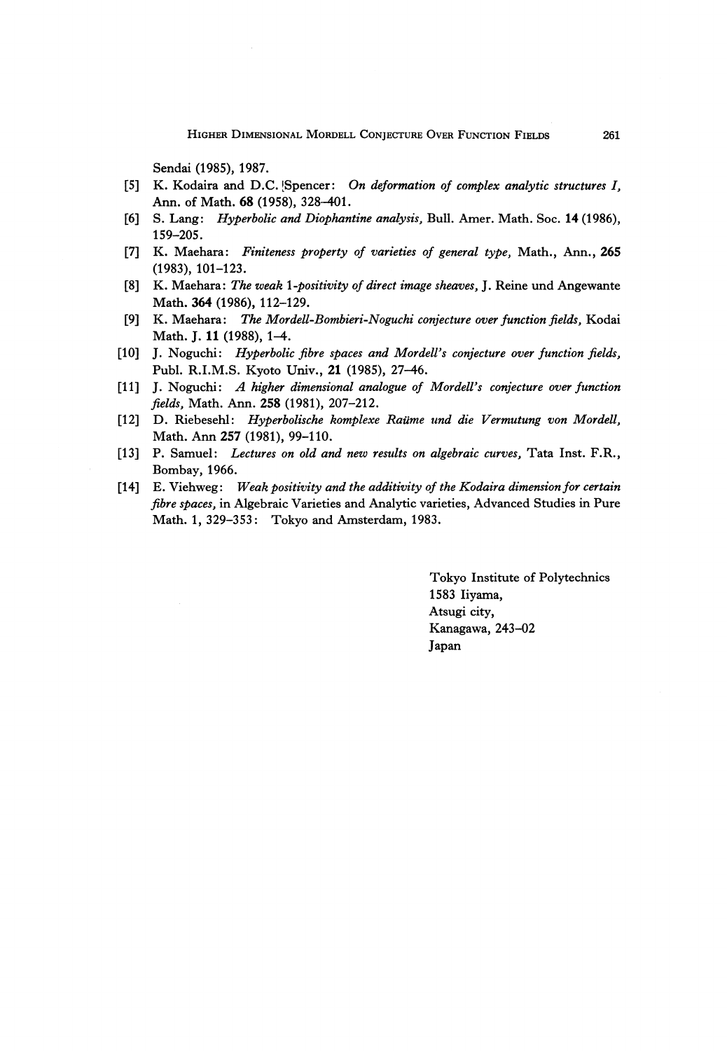Sendai (1985), 1987.

[5] K. Kodaira and D.C. Spencer: *On deformation of complex analytic structures I*, Ann. of Math. **68** (1958), 328–401.

[6] S. Lang: *Hyperbolic and Diophantine analysis*, Bull. Amer. Math. Soc. **14** (1986), 159–205.

[7] K. Maehara: *Finiteness property of varieties of general type*, Math., Ann., **265** (1983), 101–123.

[8] K. Maehara: *The weak 1-positivity of direct image sheaves*, J. Reine und Angewante Math. **364** (1986), 112–129.

[9] K. Maehara: *The Mordell-Bombieri-Noguchi conjecture over function fields*, Kodai Math. J. **11** (1988), 1–4.

[10] J. Noguchi: *Hyperbolic fibre spaces and Mordell's conjecture over function fields*, Publ. R.I.M.S. Kyoto Univ., **21** (1985), 27–46.

[11] J. Noguchi: *A higher dimensional analogue of Mordell's conjecture over function fields*, Math. Ann. **258** (1981), 207–212.

[12] D. Riebesehl: *Hyperbolische komplexe Raüme und die Vermutung von Mordell*, Math. Ann **257** (1981), 99–110.

[13] P. Samuel: *Lectures on old and new results on algebraic curves*, Tata Inst. F.R., Bombay, 1966.

[14] E. Viehweg: *Weak positivity and the additivity of the Kodaira dimension for certain fibre spaces*, in Algebraic Varieties and Analytic varieties, Advanced Studies in Pure Math. 1, 329–353: Tokyo and Amsterdam, 1983.

Tokyo Institute of Polytechnics
1583 Iiyama,
Atsugi city,
Kanagawa, 243–02
Japan